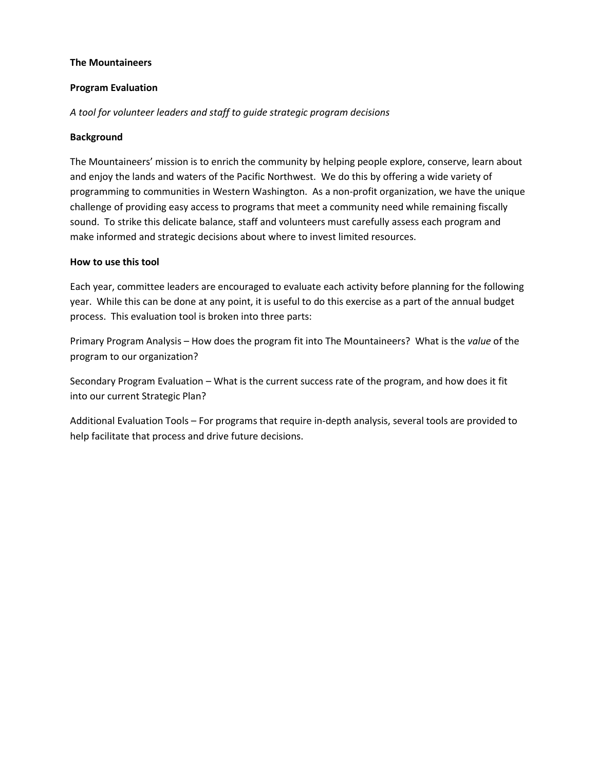**The Mountaineers**

**Program Evaluation**

*A tool for volunteer leaders and staff to guide strategic program decisions*

**Background**

The Mountaineers' mission is to enrich the community by helping people explore, conserve, learn about and enjoy the lands and waters of the Pacific Northwest. We do this by offering a wide variety of programming to communities in Western Washington. As a non-profit organization, we have the unique challenge of providing easy access to programs that meet a community need while remaining fiscally sound. To strike this delicate balance, staff and volunteers must carefully assess each program and make informed and strategic decisions about where to invest limited resources.

**How to use this tool**

Each year, committee leaders are encouraged to evaluate each activity before planning for the following year. While this can be done at any point, it is useful to do this exercise as a part of the annual budget process. This evaluation tool is broken into three parts:

Primary Program Analysis – How does the program fit into The Mountaineers? What is the *value* of the program to our organization?

Secondary Program Evaluation – What is the current success rate of the program, and how does it fit into our current Strategic Plan?

Additional Evaluation Tools – For programs that require in-depth analysis, several tools are provided to help facilitate that process and drive future decisions.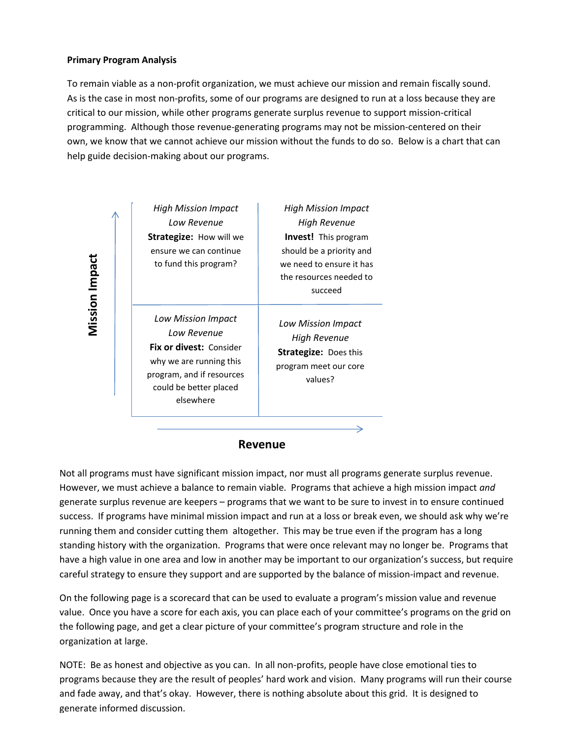**Primary Program Analysis**

To remain viable as a non-profit organization, we must achieve our mission and remain fiscally sound. As is the case in most non-profits, some of our programs are designed to run at a loss because they are critical to our mission, while other programs generate surplus revenue to support mission-critical programming. Although those revenue-generating programs may not be mission-centered on their own, we know that we cannot achieve our mission without the funds to do so. Below is a chart that can help guide decision-making about our programs.

| Mission Impact ↑ | Low Revenue | High Revenue |
|---|---|---|
| **High Mission Impact** | *High Mission Impact*<br>*Low Revenue*<br>**Strategize:** How will we ensure we can continue to fund this program? | *High Mission Impact*<br>*High Revenue*<br>**Invest!** This program should be a priority and we need to ensure it has the resources needed to succeed |
| **Low Mission Impact** | *Low Mission Impact*<br>*Low Revenue*<br>**Fix or divest:** Consider why we are running this program, and if resources could be better placed elsewhere | *Low Mission Impact*<br>*High Revenue*<br>**Strategize:** Does this program meet our core values? |

**Revenue** →

Not all programs must have significant mission impact, nor must all programs generate surplus revenue. However, we must achieve a balance to remain viable. Programs that achieve a high mission impact *and* generate surplus revenue are keepers – programs that we want to be sure to invest in to ensure continued success. If programs have minimal mission impact and run at a loss or break even, we should ask why we're running them and consider cutting them altogether. This may be true even if the program has a long standing history with the organization. Programs that were once relevant may no longer be. Programs that have a high value in one area and low in another may be important to our organization's success, but require careful strategy to ensure they support and are supported by the balance of mission-impact and revenue.

On the following page is a scorecard that can be used to evaluate a program's mission value and revenue value. Once you have a score for each axis, you can place each of your committee's programs on the grid on the following page, and get a clear picture of your committee's program structure and role in the organization at large.

NOTE: Be as honest and objective as you can. In all non-profits, people have close emotional ties to programs because they are the result of peoples' hard work and vision. Many programs will run their course and fade away, and that's okay. However, there is nothing absolute about this grid. It is designed to generate informed discussion.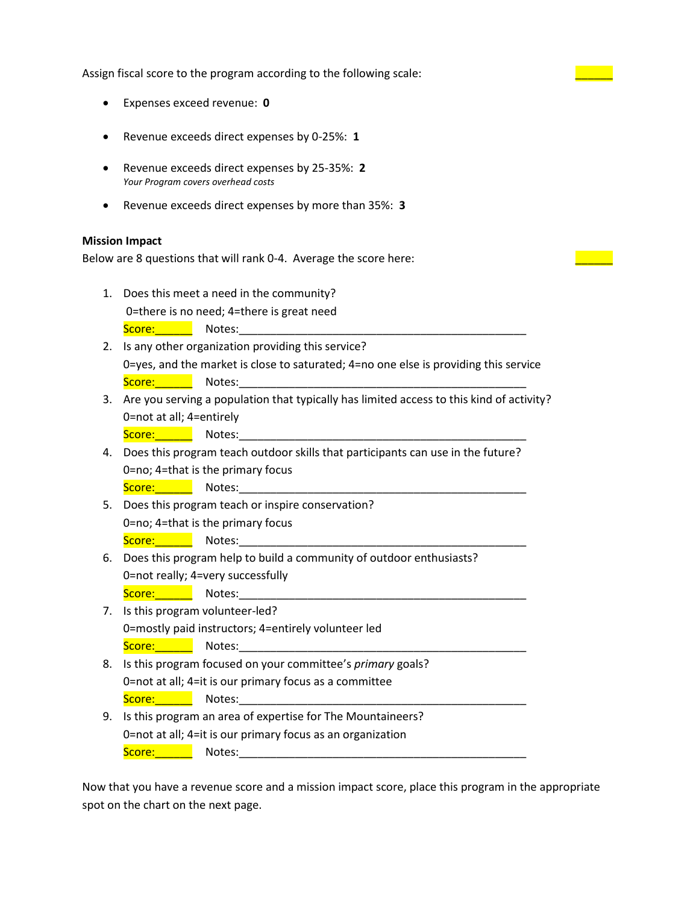Assign fiscal score to the program according to the following scale: ______

- Expenses exceed revenue: **0**
- Revenue exceeds direct expenses by 0-25%: **1**
- Revenue exceeds direct expenses by 25-35%: **2**
  *Your Program covers overhead costs*
- Revenue exceeds direct expenses by more than 35%: **3**

**Mission Impact**

Below are 8 questions that will rank 0-4. Average the score here: ______

1. Does this meet a need in the community?
   0=there is no need; 4=there is great need
   Score:______ Notes:________________________________________________
2. Is any other organization providing this service?
   0=yes, and the market is close to saturated; 4=no one else is providing this service
   Score:______ Notes:________________________________________________
3. Are you serving a population that typically has limited access to this kind of activity?
   0=not at all; 4=entirely
   Score:______ Notes:________________________________________________
4. Does this program teach outdoor skills that participants can use in the future?
   0=no; 4=that is the primary focus
   Score:______ Notes:________________________________________________
5. Does this program teach or inspire conservation?
   0=no; 4=that is the primary focus
   Score:______ Notes:________________________________________________
6. Does this program help to build a community of outdoor enthusiasts?
   0=not really; 4=very successfully
   Score:______ Notes:________________________________________________
7. Is this program volunteer-led?
   0=mostly paid instructors; 4=entirely volunteer led
   Score:______ Notes:________________________________________________
8. Is this program focused on your committee's *primary* goals?
   0=not at all; 4=it is our primary focus as a committee
   Score:______ Notes:________________________________________________
9. Is this program an area of expertise for The Mountaineers?
   0=not at all; 4=it is our primary focus as an organization
   Score:______ Notes:________________________________________________

Now that you have a revenue score and a mission impact score, place this program in the appropriate spot on the chart on the next page.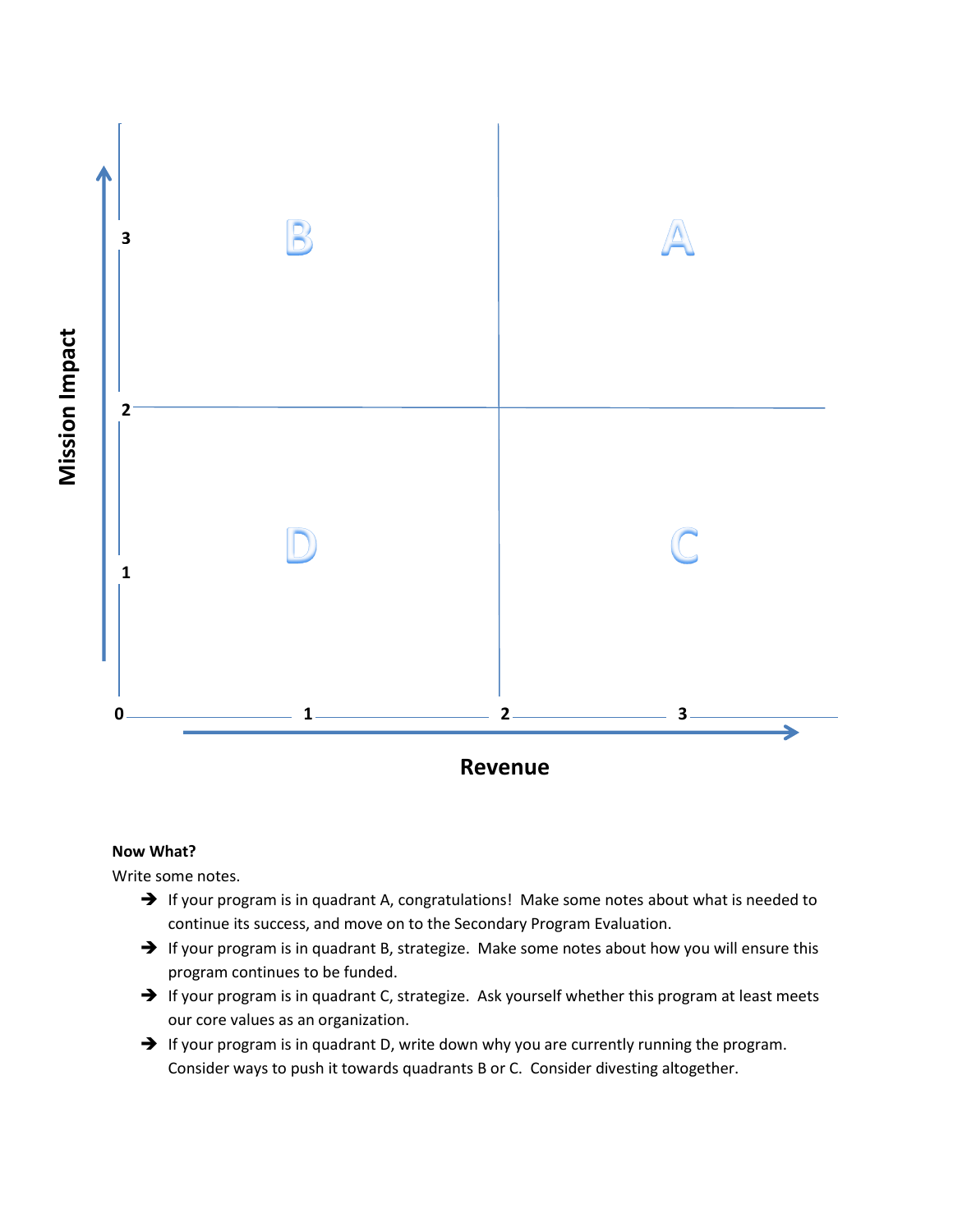**Now What?**

Write some notes.

- If your program is in quadrant A, congratulations! Make some notes about what is needed to continue its success, and move on to the Secondary Program Evaluation.
- If your program is in quadrant B, strategize. Make some notes about how you will ensure this program continues to be funded.
- If your program is in quadrant C, strategize. Ask yourself whether this program at least meets our core values as an organization.
- If your program is in quadrant D, write down why you are currently running the program. Consider ways to push it towards quadrants B or C. Consider divesting altogether.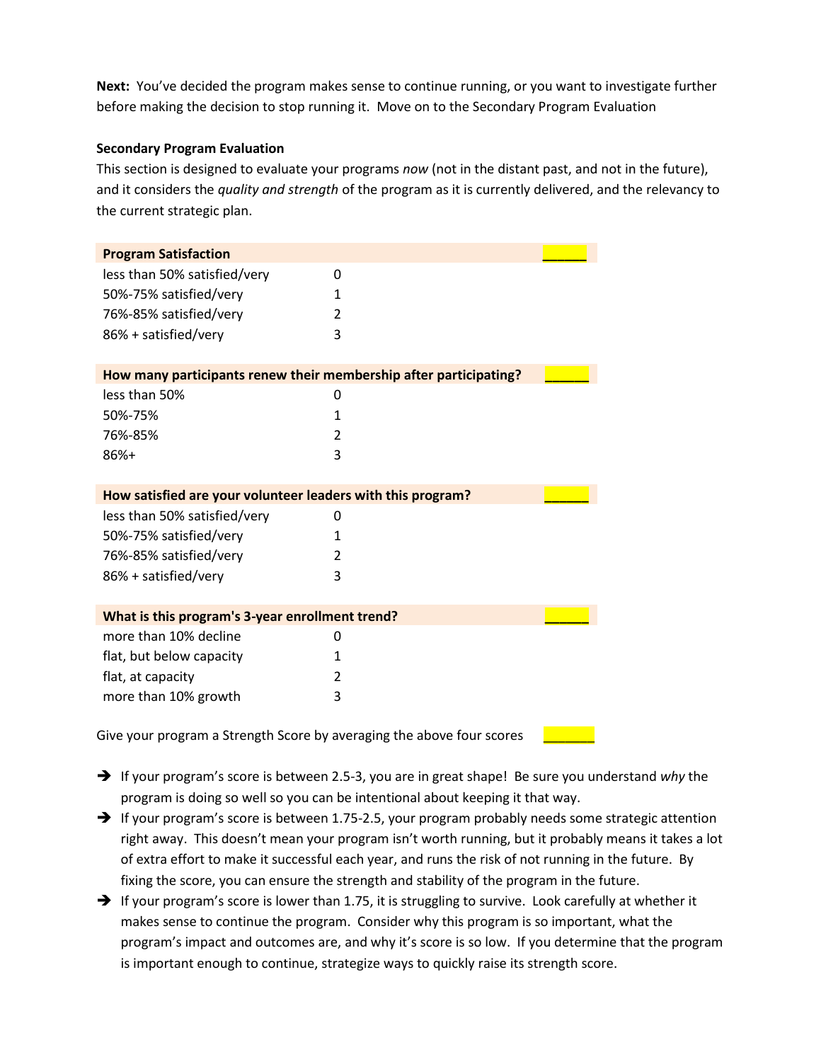**Next:** You've decided the program makes sense to continue running, or you want to investigate further before making the decision to stop running it. Move on to the Secondary Program Evaluation

**Secondary Program Evaluation**

This section is designed to evaluate your programs *now* (not in the distant past, and not in the future), and it considers the *quality and strength* of the program as it is currently delivered, and the relevancy to the current strategic plan.

| **Program Satisfaction** | | _____ |
|---|---|---|
| less than 50% satisfied/very | 0 | |
| 50%-75% satisfied/very | 1 | |
| 76%-85% satisfied/very | 2 | |
| 86% + satisfied/very | 3 | |

| **How many participants renew their membership after participating?** | | _____ |
|---|---|---|
| less than 50% | 0 | |
| 50%-75% | 1 | |
| 76%-85% | 2 | |
| 86%+ | 3 | |

| **How satisfied are your volunteer leaders with this program?** | | _____ |
|---|---|---|
| less than 50% satisfied/very | 0 | |
| 50%-75% satisfied/very | 1 | |
| 76%-85% satisfied/very | 2 | |
| 86% + satisfied/very | 3 | |

| **What is this program's 3-year enrollment trend?** | | _____ |
|---|---|---|
| more than 10% decline | 0 | |
| flat, but below capacity | 1 | |
| flat, at capacity | 2 | |
| more than 10% growth | 3 | |

Give your program a Strength Score by averaging the above four scores _______

- If your program's score is between 2.5-3, you are in great shape! Be sure you understand *why* the program is doing so well so you can be intentional about keeping it that way.
- If your program's score is between 1.75-2.5, your program probably needs some strategic attention right away. This doesn't mean your program isn't worth running, but it probably means it takes a lot of extra effort to make it successful each year, and runs the risk of not running in the future. By fixing the score, you can ensure the strength and stability of the program in the future.
- If your program's score is lower than 1.75, it is struggling to survive. Look carefully at whether it makes sense to continue the program. Consider why this program is so important, what the program's impact and outcomes are, and why it's score is so low. If you determine that the program is important enough to continue, strategize ways to quickly raise its strength score.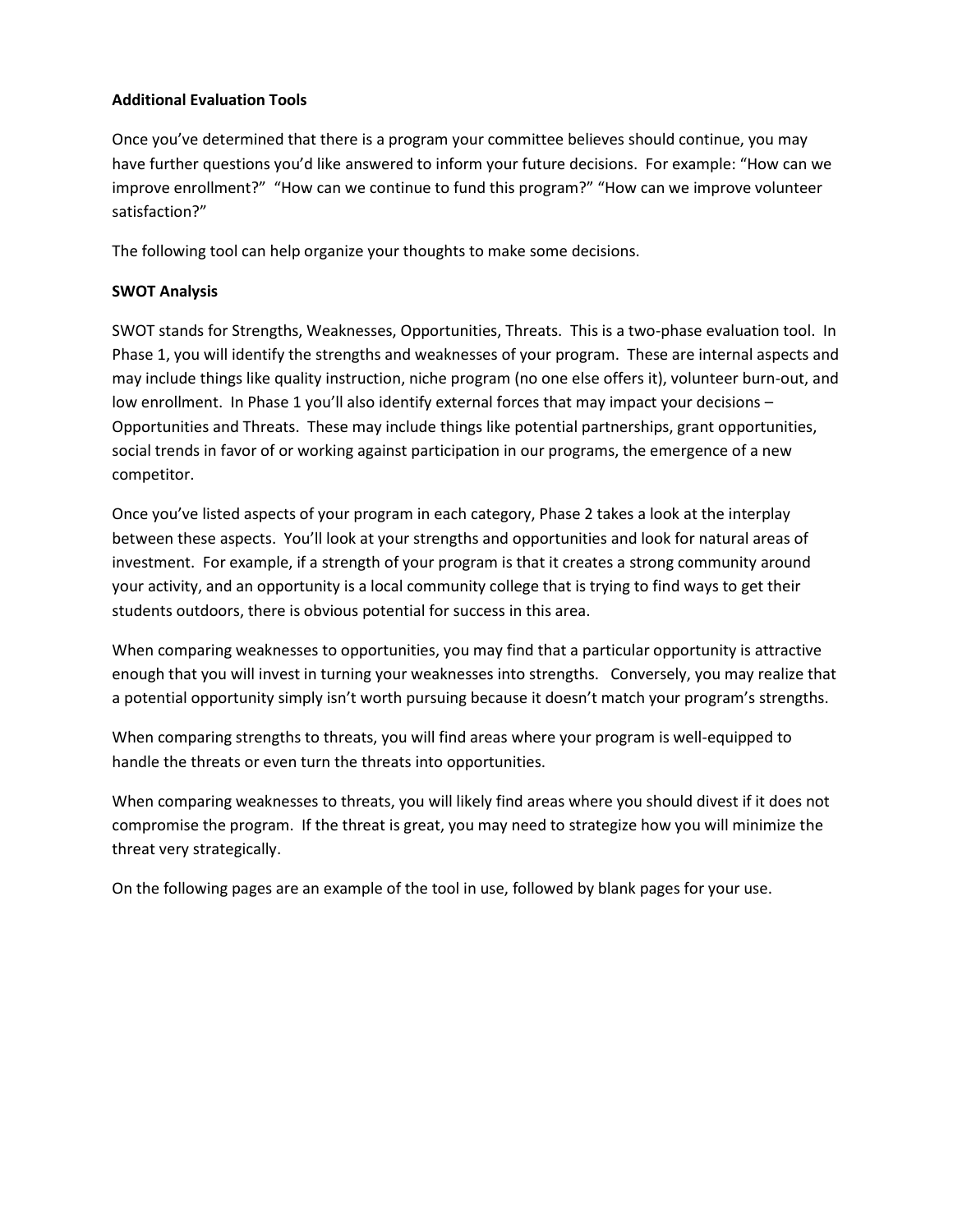**Additional Evaluation Tools**

Once you've determined that there is a program your committee believes should continue, you may have further questions you'd like answered to inform your future decisions. For example: "How can we improve enrollment?" "How can we continue to fund this program?" "How can we improve volunteer satisfaction?"

The following tool can help organize your thoughts to make some decisions.

**SWOT Analysis**

SWOT stands for Strengths, Weaknesses, Opportunities, Threats. This is a two-phase evaluation tool. In Phase 1, you will identify the strengths and weaknesses of your program. These are internal aspects and may include things like quality instruction, niche program (no one else offers it), volunteer burn-out, and low enrollment. In Phase 1 you'll also identify external forces that may impact your decisions – Opportunities and Threats. These may include things like potential partnerships, grant opportunities, social trends in favor of or working against participation in our programs, the emergence of a new competitor.

Once you've listed aspects of your program in each category, Phase 2 takes a look at the interplay between these aspects. You'll look at your strengths and opportunities and look for natural areas of investment. For example, if a strength of your program is that it creates a strong community around your activity, and an opportunity is a local community college that is trying to find ways to get their students outdoors, there is obvious potential for success in this area.

When comparing weaknesses to opportunities, you may find that a particular opportunity is attractive enough that you will invest in turning your weaknesses into strengths. Conversely, you may realize that a potential opportunity simply isn't worth pursuing because it doesn't match your program's strengths.

When comparing strengths to threats, you will find areas where your program is well-equipped to handle the threats or even turn the threats into opportunities.

When comparing weaknesses to threats, you will likely find areas where you should divest if it does not compromise the program. If the threat is great, you may need to strategize how you will minimize the threat very strategically.

On the following pages are an example of the tool in use, followed by blank pages for your use.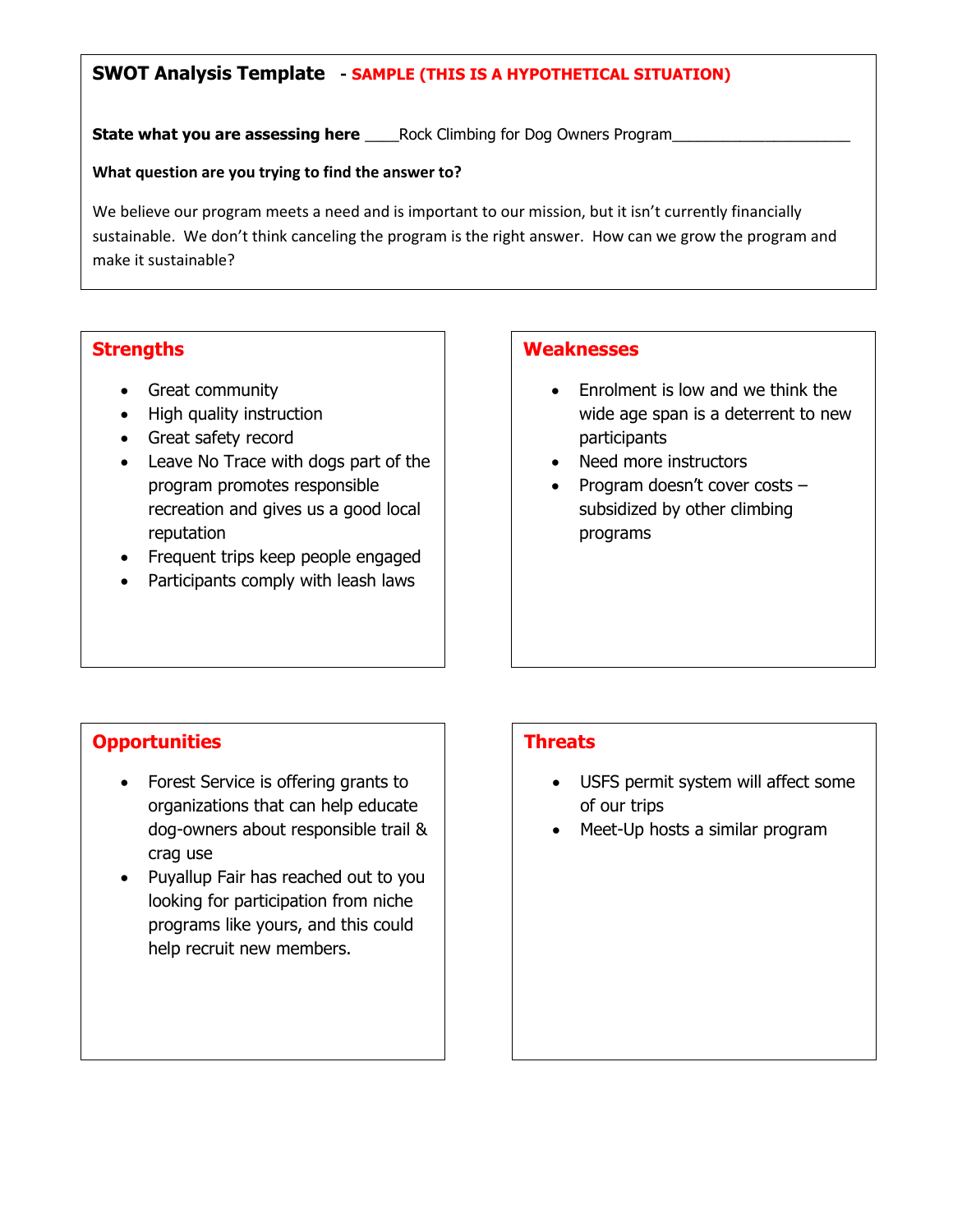## SWOT Analysis Template - SAMPLE (THIS IS A HYPOTHETICAL SITUATION)

**State what you are assessing here** ____Rock Climbing for Dog Owners Program______________________

**What question are you trying to find the answer to?**

We believe our program meets a need and is important to our mission, but it isn't currently financially sustainable. We don't think canceling the program is the right answer. How can we grow the program and make it sustainable?

### Strengths

- Great community
- High quality instruction
- Great safety record
- Leave No Trace with dogs part of the program promotes responsible recreation and gives us a good local reputation
- Frequent trips keep people engaged
- Participants comply with leash laws

### Weaknesses

- Enrolment is low and we think the wide age span is a deterrent to new participants
- Need more instructors
- Program doesn't cover costs – subsidized by other climbing programs

### Opportunities

- Forest Service is offering grants to organizations that can help educate dog-owners about responsible trail & crag use
- Puyallup Fair has reached out to you looking for participation from niche programs like yours, and this could help recruit new members.

### Threats

- USFS permit system will affect some of our trips
- Meet-Up hosts a similar program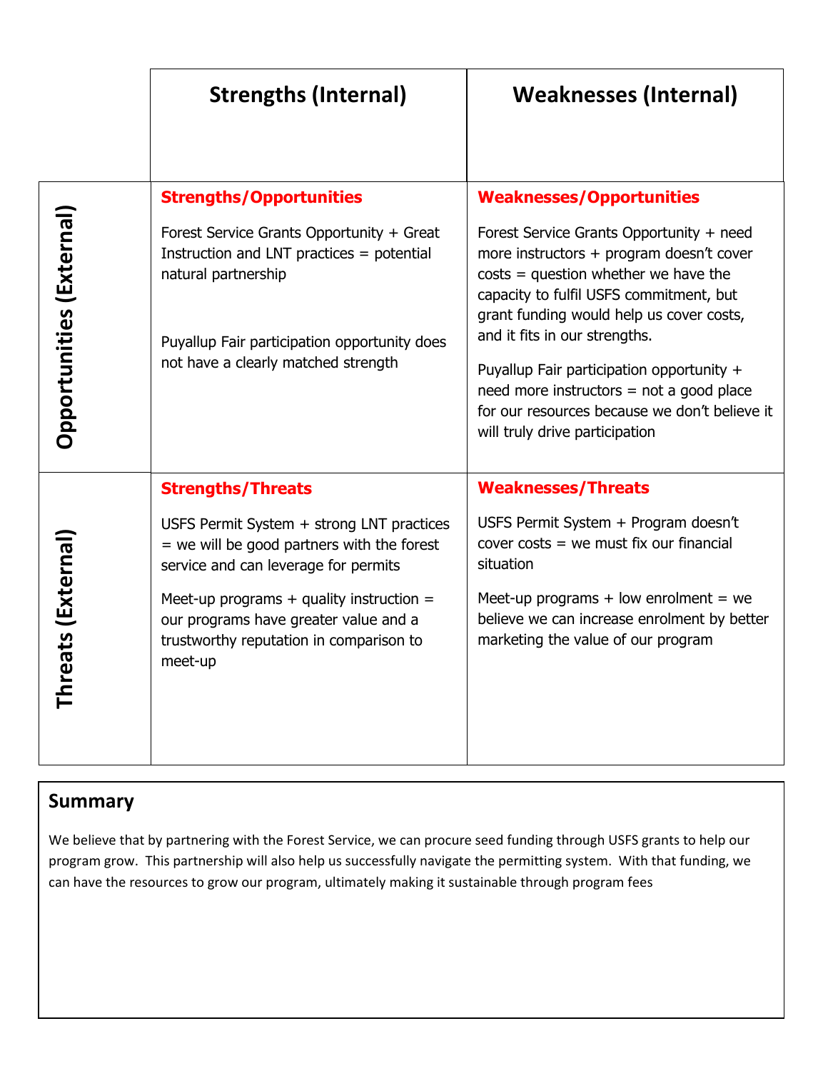| | Strengths (Internal) | Weaknesses (Internal) |
|---|---|---|
| **Opportunities (External)** | **Strengths/Opportunities**<br><br>Forest Service Grants Opportunity + Great Instruction and LNT practices = potential natural partnership<br><br>Puyallup Fair participation opportunity does not have a clearly matched strength | **Weaknesses/Opportunities**<br><br>Forest Service Grants Opportunity + need more instructors + program doesn't cover costs = question whether we have the capacity to fulfil USFS commitment, but grant funding would help us cover costs, and it fits in our strengths.<br><br>Puyallup Fair participation opportunity + need more instructors = not a good place for our resources because we don't believe it will truly drive participation |
| **Threats (External)** | **Strengths/Threats**<br><br>USFS Permit System + strong LNT practices = we will be good partners with the forest service and can leverage for permits<br><br>Meet-up programs + quality instruction = our programs have greater value and a trustworthy reputation in comparison to meet-up | **Weaknesses/Threats**<br><br>USFS Permit System + Program doesn't cover costs = we must fix our financial situation<br><br>Meet-up programs + low enrolment = we believe we can increase enrolment by better marketing the value of our program |

## Summary

We believe that by partnering with the Forest Service, we can procure seed funding through USFS grants to help our program grow. This partnership will also help us successfully navigate the permitting system. With that funding, we can have the resources to grow our program, ultimately making it sustainable through program fees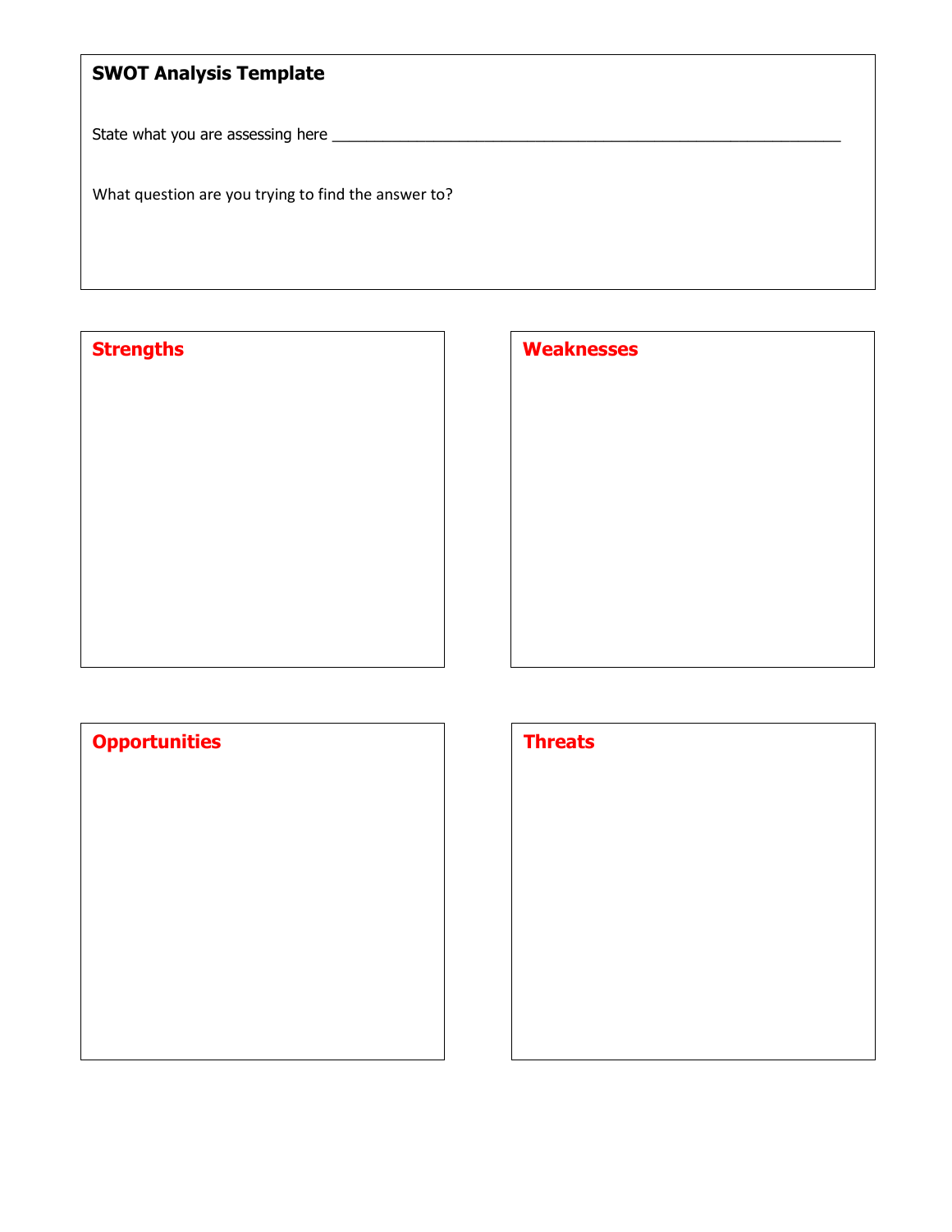## SWOT Analysis Template

State what you are assessing here ___________________________________________________________

What question are you trying to find the answer to?

### Strengths

### Weaknesses

### Opportunities

### Threats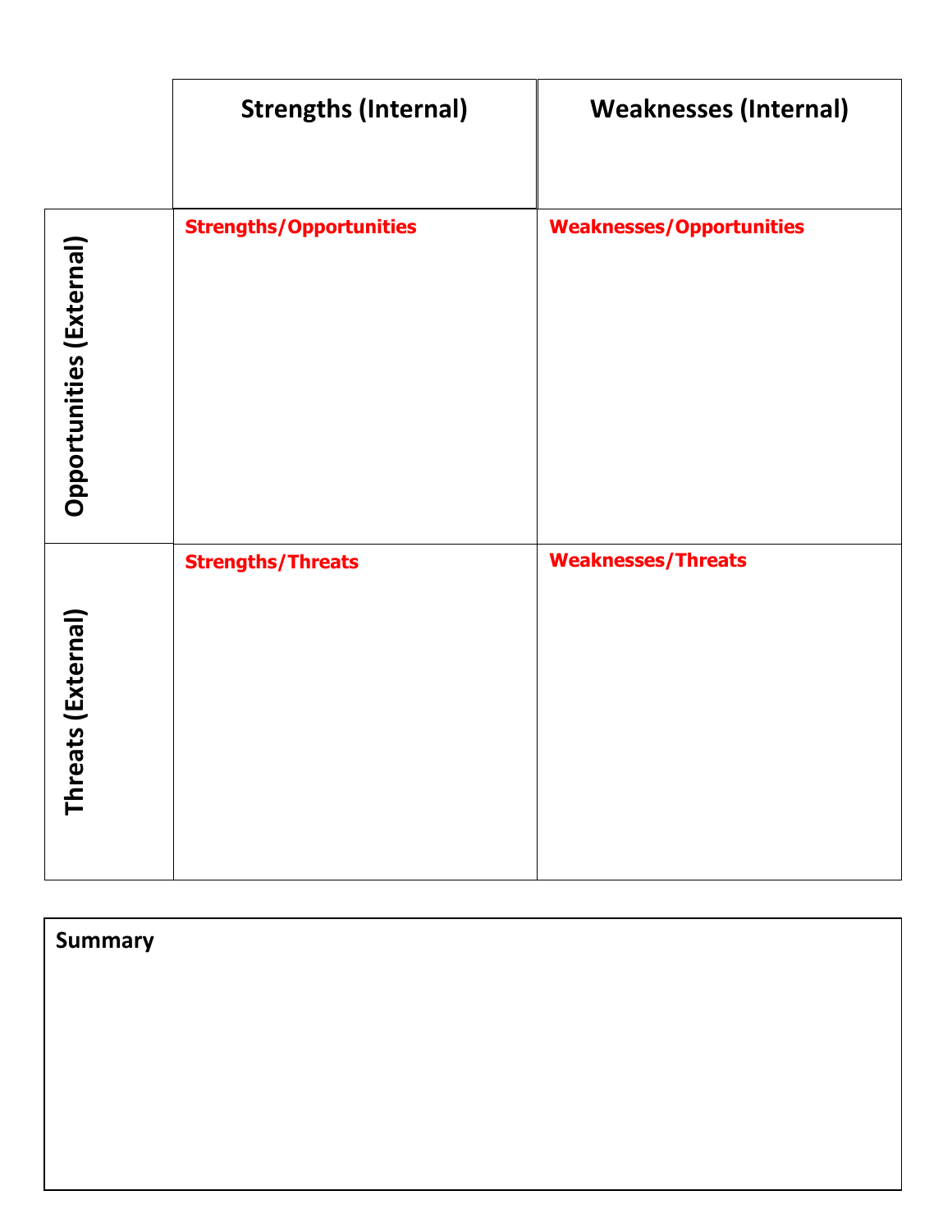| | Strengths (Internal) | Weaknesses (Internal) |
|---|---|---|
| Opportunities (External) | **Strengths/Opportunities** | **Weaknesses/Opportunities** |
| Threats (External) | **Strengths/Threats** | **Weaknesses/Threats** |

| Summary |
|---|
| |